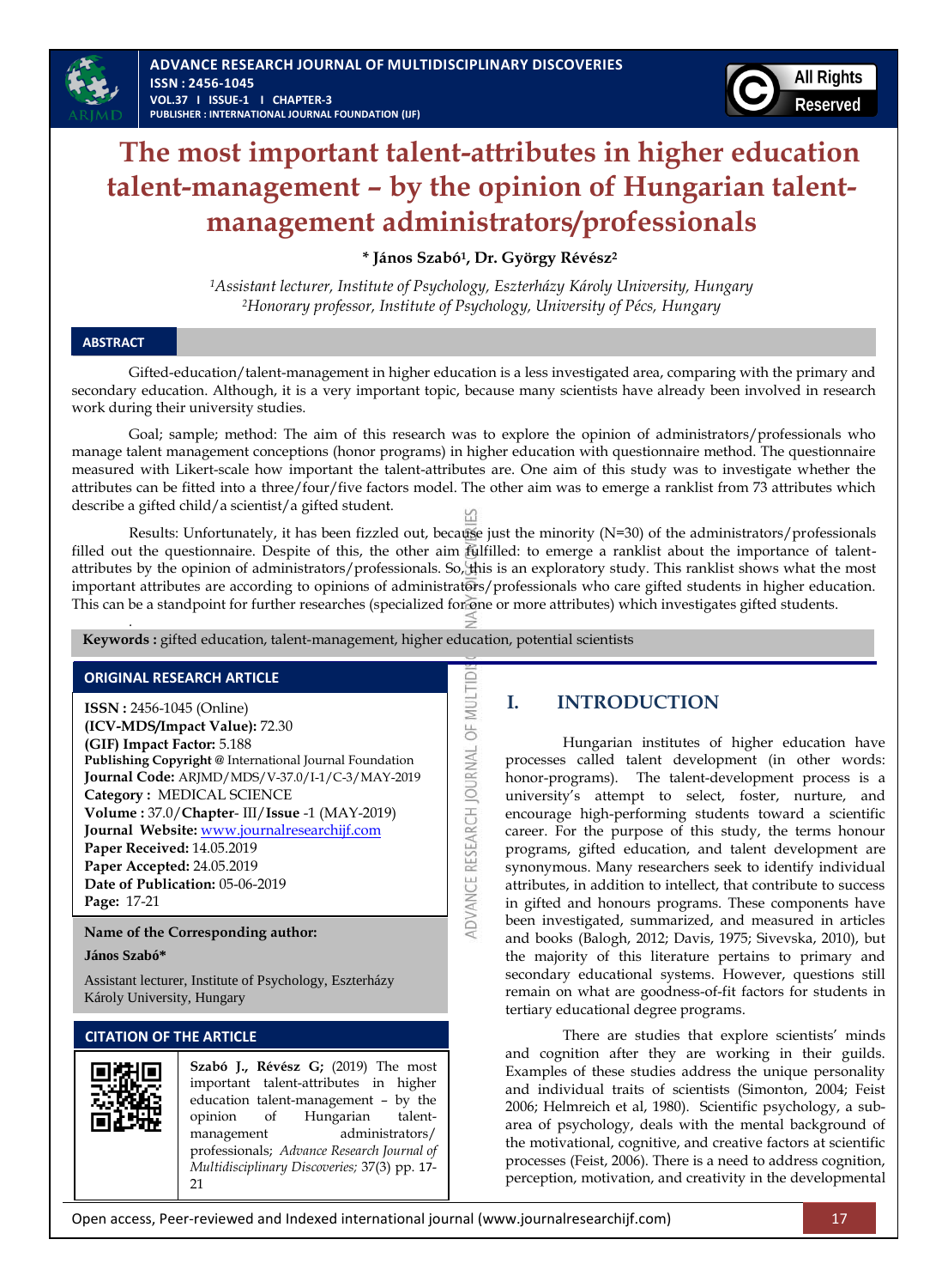# The most important talent-attributes in higher education talent-management – by the opinion of Hungarian talent-management administrators/professionals

**\* János Szabó[1], Dr. György Révész[2]**

*[1]Assistant lecturer, Institute of Psychology, Eszterházy Károly University, Hungary*
*[2]Honorary professor, Institute of Psychology, University of Pécs, Hungary*

## ABSTRACT

Gifted-education/talent-management in higher education is a less investigated area, comparing with the primary and secondary education. Although, it is a very important topic, because many scientists have already been involved in research work during their university studies.

Goal; sample; method: The aim of this research was to explore the opinion of administrators/professionals who manage talent management conceptions (honor programs) in higher education with questionnaire method. The questionnaire measured with Likert-scale how important the talent-attributes are. One aim of this study was to investigate whether the attributes can be fitted into a three/four/five factors model. The other aim was to emerge a ranklist from 73 attributes which describe a gifted child/a scientist/a gifted student.

Results: Unfortunately, it has been fizzled out, because just the minority (N=30) of the administrators/professionals filled out the questionnaire. Despite of this, the other aim fulfilled: to emerge a ranklist about the importance of talent-attributes by the opinion of administrators/professionals. So, this is an exploratory study. This ranklist shows what the most important attributes are according to opinions of administrators/professionals who care gifted students in higher education. This can be a standpoint for further researches (specialized for one or more attributes) which investigates gifted students.

**Keywords :** gifted education, talent-management, higher education, potential scientists

## ORIGINAL RESEARCH ARTICLE

**ISSN :** 2456-1045 (Online)
**(ICV-MDS/Impact Value):** 72.30
**(GIF) Impact Factor:** 5.188
**Publishing Copyright @** International Journal Foundation
**Journal Code:** ARJMD/MDS/V-37.0/I-1/C-3/MAY-2019
**Category :** MEDICAL SCIENCE
**Volume :** 37.0/**Chapter**- III/**Issue** -1 (MAY-2019)
**Journal Website:** www.journalresearchijf.com
**Paper Received:** 14.05.2019
**Paper Accepted:** 24.05.2019
**Date of Publication:** 05-06-2019
**Page:** 17-21

**Name of the Corresponding author:**

**János Szabó\***

Assistant lecturer, Institute of Psychology, Eszterházy Károly University, Hungary

## CITATION OF THE ARTICLE

**Szabó J., Révész G;** (2019) The most important talent-attributes in higher education talent-management – by the opinion of Hungarian talent-management administrators/ professionals; *Advance Research Journal of Multidisciplinary Discoveries;* 37(3) pp. 17-21

## I. INTRODUCTION

Hungarian institutes of higher education have processes called talent development (in other words: honor-programs). The talent-development process is a university's attempt to select, foster, nurture, and encourage high-performing students toward a scientific career. For the purpose of this study, the terms honour programs, gifted education, and talent development are synonymous. Many researchers seek to identify individual attributes, in addition to intellect, that contribute to success in gifted and honours programs. These components have been investigated, summarized, and measured in articles and books (Balogh, 2012; Davis, 1975; Sivevska, 2010), but the majority of this literature pertains to primary and secondary educational systems. However, questions still remain on what are goodness-of-fit factors for students in tertiary educational degree programs.

There are studies that explore scientists' minds and cognition after they are working in their guilds. Examples of these studies address the unique personality and individual traits of scientists (Simonton, 2004; Feist 2006; Helmreich et al, 1980). Scientific psychology, a sub-area of psychology, deals with the mental background of the motivational, cognitive, and creative factors at scientific processes (Feist, 2006). There is a need to address cognition, perception, motivation, and creativity in the developmental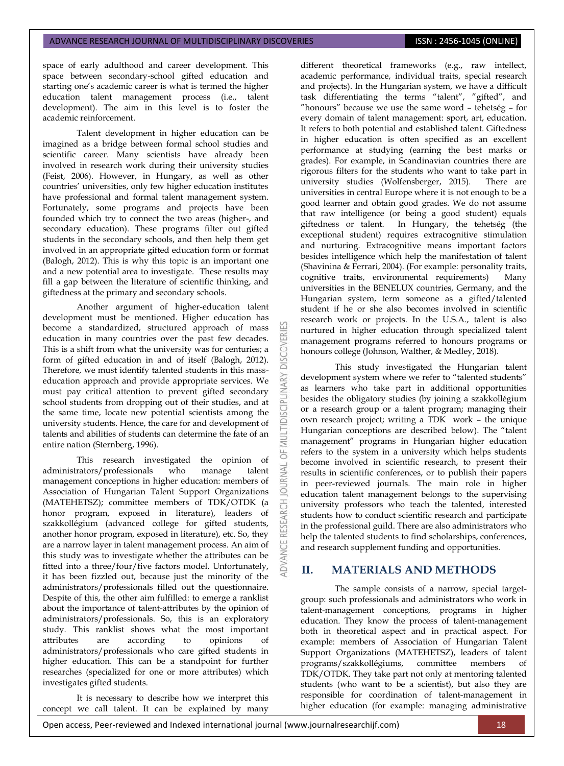space of early adulthood and career development. This space between secondary-school gifted education and starting one's academic career is what is termed the higher education talent management process (i.e., talent development). The aim in this level is to foster the academic reinforcement.

Talent development in higher education can be imagined as a bridge between formal school studies and scientific career. Many scientists have already been involved in research work during their university studies (Feist, 2006). However, in Hungary, as well as other countries' universities, only few higher education institutes have professional and formal talent management system. Fortunately, some programs and projects have been founded which try to connect the two areas (higher-, and secondary education). These programs filter out gifted students in the secondary schools, and then help them get involved in an appropriate gifted education form or format (Balogh, 2012). This is why this topic is an important one and a new potential area to investigate. These results may fill a gap between the literature of scientific thinking, and giftedness at the primary and secondary schools.

Another argument of higher-education talent development must be mentioned. Higher education has become a standardized, structured approach of mass education in many countries over the past few decades. This is a shift from what the university was for centuries; a form of gifted education in and of itself (Balogh, 2012). Therefore, we must identify talented students in this mass-education approach and provide appropriate services. We must pay critical attention to prevent gifted secondary school students from dropping out of their studies, and at the same time, locate new potential scientists among the university students. Hence, the care for and development of talents and abilities of students can determine the fate of an entire nation (Sternberg, 1996).

This research investigated the opinion of administrators/professionals who manage talent management conceptions in higher education: members of Association of Hungarian Talent Support Organizations (MATEHETSZ); committee members of TDK/OTDK (a honor program, exposed in literature), leaders of szakkollégium (advanced college for gifted students, another honor program, exposed in literature), etc. So, they are a narrow layer in talent management process. An aim of this study was to investigate whether the attributes can be fitted into a three/four/five factors model. Unfortunately, it has been fizzled out, because just the minority of the administrators/professionals filled out the questionnaire. Despite of this, the other aim fulfilled: to emerge a ranklist about the importance of talent-attributes by the opinion of administrators/professionals. So, this is an exploratory study. This ranklist shows what the most important attributes are according to opinions of administrators/professionals who care gifted students in higher education. This can be a standpoint for further researches (specialized for one or more attributes) which investigates gifted students.

It is necessary to describe how we interpret this concept we call talent. It can be explained by many different theoretical frameworks (e.g., raw intellect, academic performance, individual traits, special research and projects). In the Hungarian system, we have a difficult task differentiating the terms "talent", "gifted", and "honours" because we use the same word – tehetség – for every domain of talent management: sport, art, education. It refers to both potential and established talent. Giftedness in higher education is often specified as an excellent performance at studying (earning the best marks or grades). For example, in Scandinavian countries there are rigorous filters for the students who want to take part in university studies (Wolfensberger, 2015). There are universities in central Europe where it is not enough to be a good learner and obtain good grades. We do not assume that raw intelligence (or being a good student) equals giftedness or talent. In Hungary, the tehetség (the exceptional student) requires extracognitive stimulation and nurturing. Extracognitive means important factors besides intelligence which help the manifestation of talent (Shavinina & Ferrari, 2004). (For example: personality traits, cognitive traits, environmental requirements) Many universities in the BENELUX countries, Germany, and the Hungarian system, term someone as a gifted/talented student if he or she also becomes involved in scientific research work or projects. In the U.S.A., talent is also nurtured in higher education through specialized talent management programs referred to honours programs or honours college (Johnson, Walther, & Medley, 2018).

This study investigated the Hungarian talent development system where we refer to "talented students" as learners who take part in additional opportunities besides the obligatory studies (by joining a szakkollégium or a research group or a talent program; managing their own research project; writing a TDK work – the unique Hungarian conceptions are described below). The "talent management" programs in Hungarian higher education refers to the system in a university which helps students become involved in scientific research, to present their results in scientific conferences, or to publish their papers in peer-reviewed journals. The main role in higher education talent management belongs to the supervising university professors who teach the talented, interested students how to conduct scientific research and participate in the professional guild. There are also administrators who help the talented students to find scholarships, conferences, and research supplement funding and opportunities.

## II. MATERIALS AND METHODS

The sample consists of a narrow, special target-group: such professionals and administrators who work in talent-management conceptions, programs in higher education. They know the process of talent-management both in theoretical aspect and in practical aspect. For example: members of Association of Hungarian Talent Support Organizations (MATEHETSZ), leaders of talent programs/szakkollégiums, committee members of TDK/OTDK. They take part not only at mentoring talented students (who want to be a scientist), but also they are responsible for coordination of talent-management in higher education (for example: managing administrative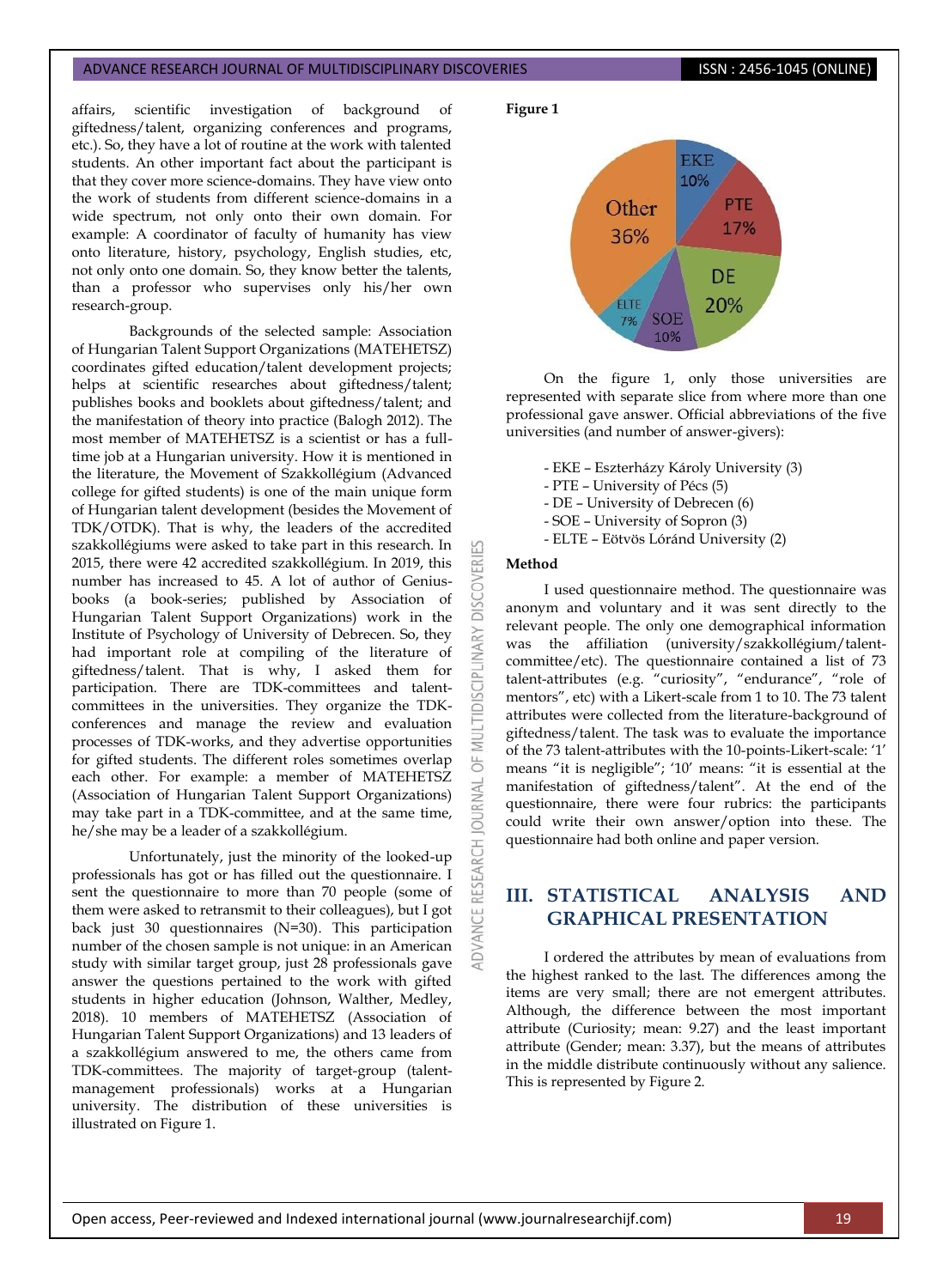affairs, scientific investigation of background of giftedness/talent, organizing conferences and programs, etc.). So, they have a lot of routine at the work with talented students. An other important fact about the participant is that they cover more science-domains. They have view onto the work of students from different science-domains in a wide spectrum, not only onto their own domain. For example: A coordinator of faculty of humanity has view onto literature, history, psychology, English studies, etc, not only onto one domain. So, they know better the talents, than a professor who supervises only his/her own research-group.

Backgrounds of the selected sample: Association of Hungarian Talent Support Organizations (MATEHETSZ) coordinates gifted education/talent development projects; helps at scientific researches about giftedness/talent; publishes books and booklets about giftedness/talent; and the manifestation of theory into practice (Balogh 2012). The most member of MATEHETSZ is a scientist or has a full-time job at a Hungarian university. How it is mentioned in the literature, the Movement of Szakkollégium (Advanced college for gifted students) is one of the main unique form of Hungarian talent development (besides the Movement of TDK/OTDK). That is why, the leaders of the accredited szakkollégiums were asked to take part in this research. In 2015, there were 42 accredited szakkollégium. In 2019, this number has increased to 45. A lot of author of Genius-books (a book-series; published by Association of Hungarian Talent Support Organizations) work in the Institute of Psychology of University of Debrecen. So, they had important role at compiling of the literature of giftedness/talent. That is why, I asked them for participation. There are TDK-committees and talent-committees in the universities. They organize the TDK-conferences and manage the review and evaluation processes of TDK-works, and they advertise opportunities for gifted students. The different roles sometimes overlap each other. For example: a member of MATEHETSZ (Association of Hungarian Talent Support Organizations) may take part in a TDK-committee, and at the same time, he/she may be a leader of a szakkollégium.

Unfortunately, just the minority of the looked-up professionals has got or has filled out the questionnaire. I sent the questionnaire to more than 70 people (some of them were asked to retransmit to their colleagues), but I got back just 30 questionnaires (N=30). This participation number of the chosen sample is not unique: in an American study with similar target group, just 28 professionals gave answer the questions pertained to the work with gifted students in higher education (Johnson, Walther, Medley, 2018). 10 members of MATEHETSZ (Association of Hungarian Talent Support Organizations) and 13 leaders of a szakkollégium answered to me, the others came from TDK-committees. The majority of target-group (talent-management professionals) works at a Hungarian university. The distribution of these universities is illustrated on Figure 1.

**Figure 1**

| Slice | Share |
|---|---|
| EKE | 10% |
| PTE | 17% |
| DE | 20% |
| SOE | 10% |
| ELTE | 7% |
| Other | 36% |

On the figure 1, only those universities are represented with separate slice from where more than one professional gave answer. Official abbreviations of the five universities (and number of answer-givers):

- EKE – Eszterházy Károly University (3)
- PTE – University of Pécs (5)
- DE – University of Debrecen (6)
- SOE – University of Sopron (3)
- ELTE – Eötvös Lóránd University (2)

**Method**

I used questionnaire method. The questionnaire was anonym and voluntary and it was sent directly to the relevant people. The only one demographical information was the affiliation (university/szakkollégium/talent-committee/etc). The questionnaire contained a list of 73 talent-attributes (e.g. "curiosity", "endurance", "role of mentors", etc) with a Likert-scale from 1 to 10. The 73 talent attributes were collected from the literature-background of giftedness/talent. The task was to evaluate the importance of the 73 talent-attributes with the 10-points-Likert-scale: '1' means "it is negligible"; '10' means: "it is essential at the manifestation of giftedness/talent". At the end of the questionnaire, there were four rubrics: the participants could write their own answer/option into these. The questionnaire had both online and paper version.

## III. STATISTICAL ANALYSIS AND GRAPHICAL PRESENTATION

I ordered the attributes by mean of evaluations from the highest ranked to the last. The differences among the items are very small; there are not emergent attributes. Although, the difference between the most important attribute (Curiosity; mean: 9.27) and the least important attribute (Gender; mean: 3.37), but the means of attributes in the middle distribute continuously without any salience. This is represented by Figure 2.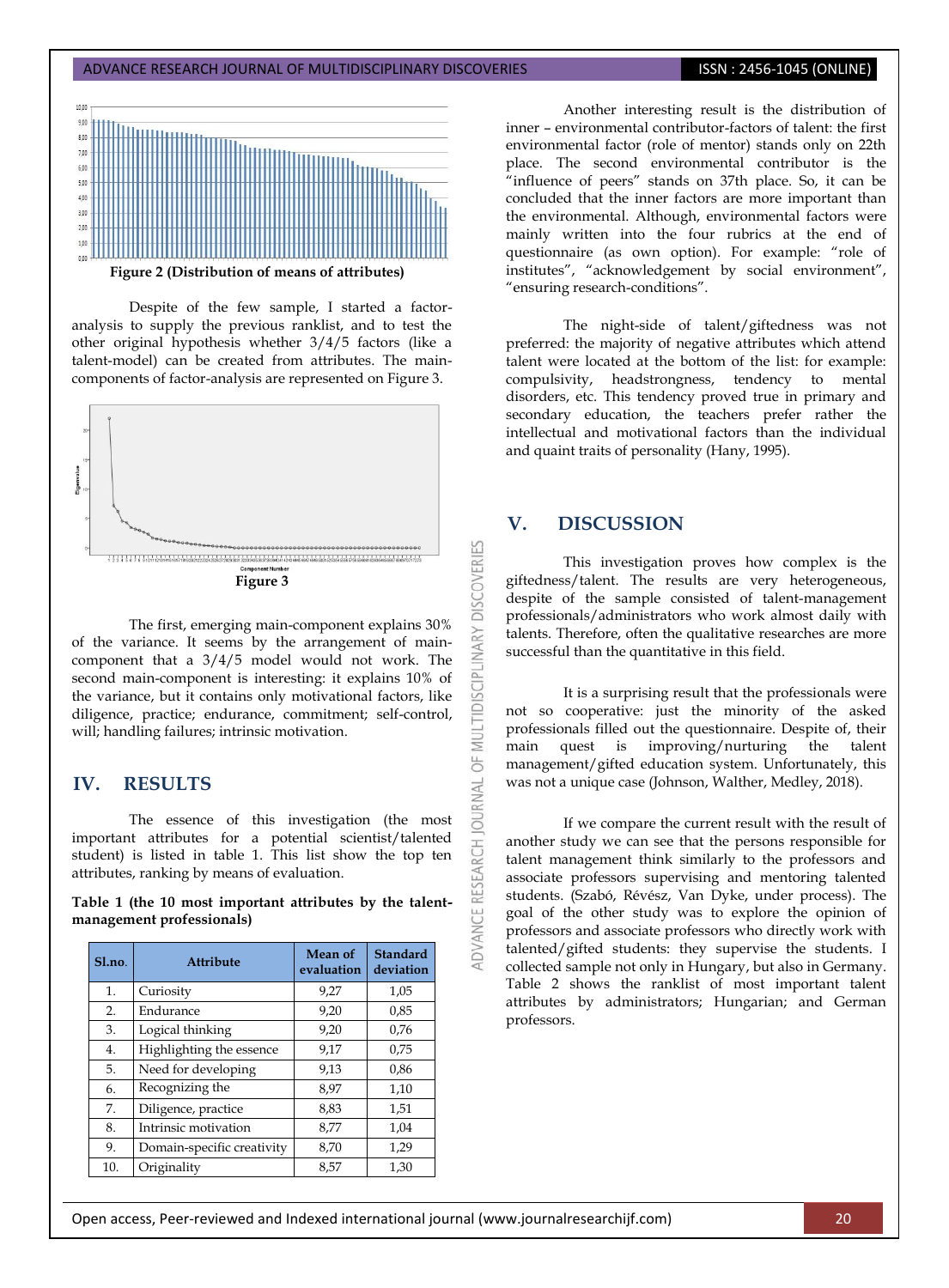Figure 2 (Distribution of means of attributes)

Despite of the few sample, I started a factor-analysis to supply the previous ranklist, and to test the other original hypothesis whether 3/4/5 factors (like a talent-model) can be created from attributes. The main-components of factor-analysis are represented on Figure 3.

Figure 3

The first, emerging main-component explains 30% of the variance. It seems by the arrangement of main-component that a 3/4/5 model would not work. The second main-component is interesting: it explains 10% of the variance, but it contains only motivational factors, like diligence, practice; endurance, commitment; self-control, will; handling failures; intrinsic motivation.

## IV. RESULTS

The essence of this investigation (the most important attributes for a potential scientist/talented student) is listed in table 1. This list show the top ten attributes, ranking by means of evaluation.

**Table 1 (the 10 most important attributes by the talent-management professionals)**

| Sl.no. | Attribute | Mean of evaluation | Standard deviation |
|---|---|---|---|
| 1. | Curiosity | 9,27 | 1,05 |
| 2. | Endurance | 9,20 | 0,85 |
| 3. | Logical thinking | 9,20 | 0,76 |
| 4. | Highlighting the essence | 9,17 | 0,75 |
| 5. | Need for developing | 9,13 | 0,86 |
| 6. | Recognizing the | 8,97 | 1,10 |
| 7. | Diligence, practice | 8,83 | 1,51 |
| 8. | Intrinsic motivation | 8,77 | 1,04 |
| 9. | Domain-specific creativity | 8,70 | 1,29 |
| 10. | Originality | 8,57 | 1,30 |

Another interesting result is the distribution of inner – environmental contributor-factors of talent: the first environmental factor (role of mentor) stands only on 22th place. The second environmental contributor is the "influence of peers" stands on 37th place. So, it can be concluded that the inner factors are more important than the environmental. Although, environmental factors were mainly written into the four rubrics at the end of questionnaire (as own option). For example: "role of institutes", "acknowledgement by social environment", "ensuring research-conditions".

The night-side of talent/giftedness was not preferred: the majority of negative attributes which attend talent were located at the bottom of the list: for example: compulsivity, headstrongness, tendency to mental disorders, etc. This tendency proved true in primary and secondary education, the teachers prefer rather the intellectual and motivational factors than the individual and quaint traits of personality (Hany, 1995).

## V. DISCUSSION

This investigation proves how complex is the giftedness/talent. The results are very heterogeneous, despite of the sample consisted of talent-management professionals/administrators who work almost daily with talents. Therefore, often the qualitative researches are more successful than the quantitative in this field.

It is a surprising result that the professionals were not so cooperative: just the minority of the asked professionals filled out the questionnaire. Despite of, their main quest is improving/nurturing the talent management/gifted education system. Unfortunately, this was not a unique case (Johnson, Walther, Medley, 2018).

If we compare the current result with the result of another study we can see that the persons responsible for talent management think similarly to the professors and associate professors supervising and mentoring talented students. (Szabó, Révész, Van Dyke, under process). The goal of the other study was to explore the opinion of professors and associate professors who directly work with talented/gifted students: they supervise the students. I collected sample not only in Hungary, but also in Germany. Table 2 shows the ranklist of most important talent attributes by administrators; Hungarian; and German professors.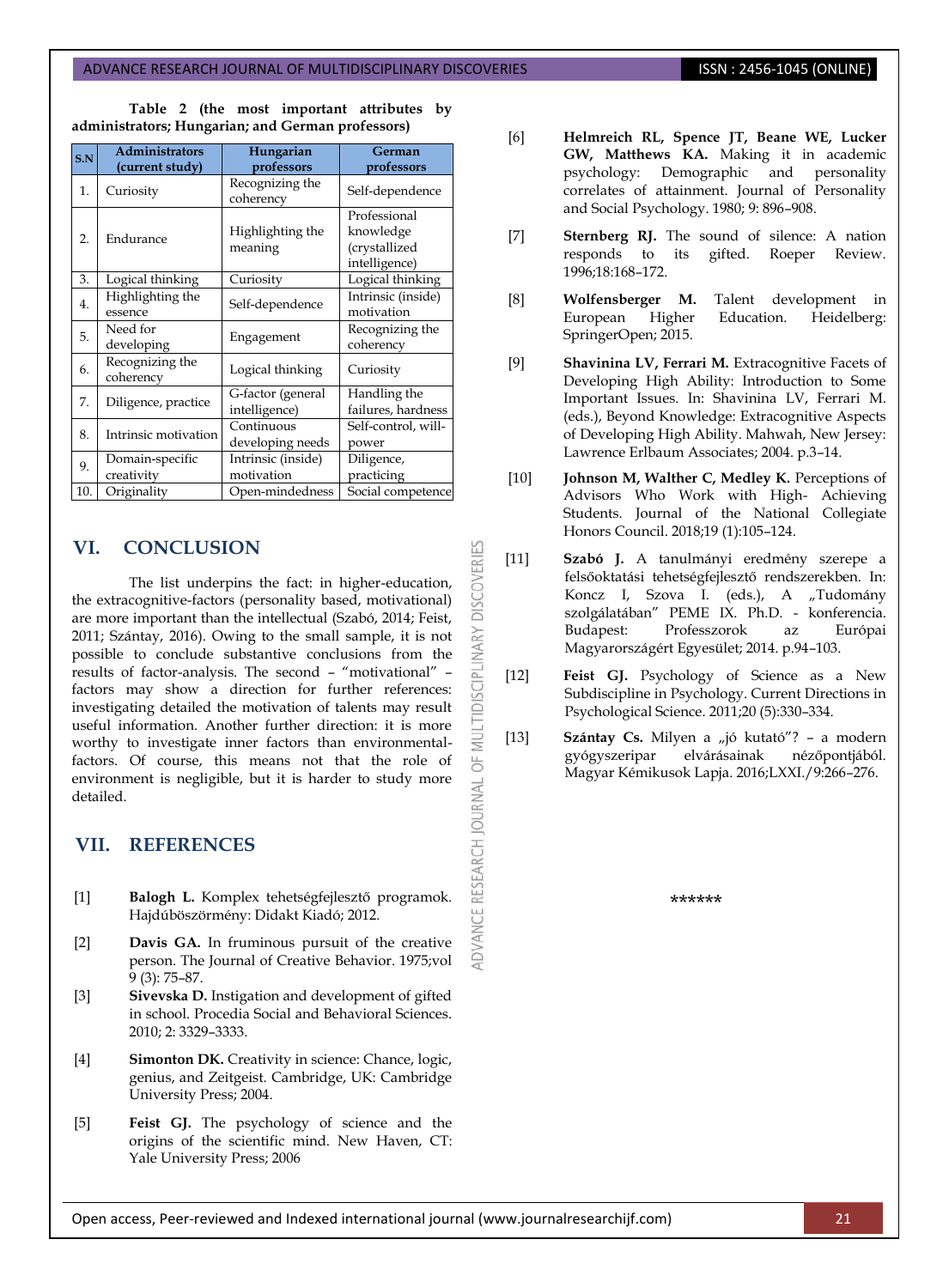**Table 2 (the most important attributes by administrators; Hungarian; and German professors)**

| S.N | Administrators (current study) | Hungarian professors | German professors |
|---|---|---|---|
| 1. | Curiosity | Recognizing the coherency | Self-dependence |
| 2. | Endurance | Highlighting the meaning | Professional knowledge (crystallized intelligence) |
| 3. | Logical thinking | Curiosity | Logical thinking |
| 4. | Highlighting the essence | Self-dependence | Intrinsic (inside) motivation |
| 5. | Need for developing | Engagement | Recognizing the coherency |
| 6. | Recognizing the coherency | Logical thinking | Curiosity |
| 7. | Diligence, practice | G-factor (general intelligence) | Handling the failures, hardness |
| 8. | Intrinsic motivation | Continuous developing needs | Self-control, will-power |
| 9. | Domain-specific creativity | Intrinsic (inside) motivation | Diligence, practicing |
| 10. | Originality | Open-mindedness | Social competence |

## VI. CONCLUSION

The list underpins the fact: in higher-education, the extracognitive-factors (personality based, motivational) are more important than the intellectual (Szabó, 2014; Feist, 2011; Szántay, 2016). Owing to the small sample, it is not possible to conclude substantive conclusions from the results of factor-analysis. The second – "motivational" – factors may show a direction for further references: investigating detailed the motivation of talents may result useful information. Another further direction: it is more worthy to investigate inner factors than environmental-factors. Of course, this means not that the role of environment is negligible, but it is harder to study more detailed.

## VII. REFERENCES

[1] **Balogh L.** Komplex tehetségfejlesztő programok. Hajdúböszörmény: Didakt Kiadó; 2012.

[2] **Davis GA.** In fruminous pursuit of the creative person. The Journal of Creative Behavior. 1975;vol 9 (3): 75–87.

[3] **Sivevska D.** Instigation and development of gifted in school. Procedia Social and Behavioral Sciences. 2010; 2: 3329–3333.

[4] **Simonton DK.** Creativity in science: Chance, logic, genius, and Zeitgeist. Cambridge, UK: Cambridge University Press; 2004.

[5] **Feist GJ.** The psychology of science and the origins of the scientific mind. New Haven, CT: Yale University Press; 2006

[6] **Helmreich RL, Spence JT, Beane WE, Lucker GW, Matthews KA.** Making it in academic psychology: Demographic and personality correlates of attainment. Journal of Personality and Social Psychology. 1980; 9: 896–908.

[7] **Sternberg RJ.** The sound of silence: A nation responds to its gifted. Roeper Review. 1996;18:168–172.

[8] **Wolfensberger M.** Talent development in European Higher Education. Heidelberg: SpringerOpen; 2015.

[9] **Shavinina LV, Ferrari M.** Extracognitive Facets of Developing High Ability: Introduction to Some Important Issues. In: Shavinina LV, Ferrari M. (eds.), Beyond Knowledge: Extracognitive Aspects of Developing High Ability. Mahwah, New Jersey: Lawrence Erlbaum Associates; 2004. p.3–14.

[10] **Johnson M, Walther C, Medley K.** Perceptions of Advisors Who Work with High- Achieving Students. Journal of the National Collegiate Honors Council. 2018;19 (1):105–124.

[11] **Szabó J.** A tanulmányi eredmény szerepe a felsőoktatási tehetségfejlesztő rendszerekben. In: Koncz I, Szova I. (eds.), A „Tudomány szolgálatában" PEME IX. Ph.D. - konferencia. Budapest: Professzorok az Európai Magyarországért Egyesület; 2014. p.94–103.

[12] **Feist GJ.** Psychology of Science as a New Subdiscipline in Psychology. Current Directions in Psychological Science. 2011;20 (5):330–334.

[13] **Szántay Cs.** Milyen a „jó kutató"? – a modern gyógyszeripar elvárásainak nézőpontjából. Magyar Kémikusok Lapja. 2016;LXXI./9:266–276.

******